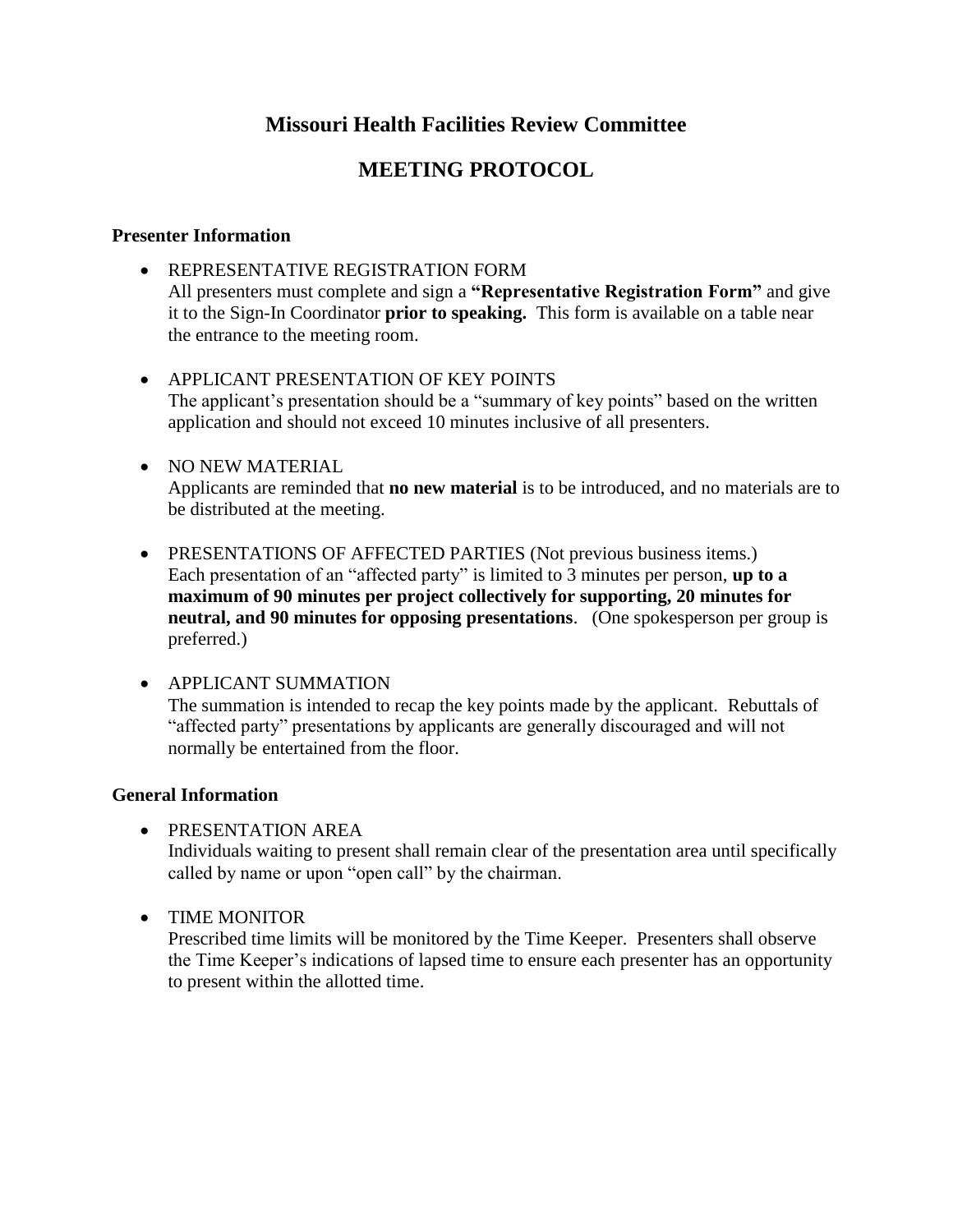# Missouri Health Facilities Review Committee

# MEETING PROTOCOL

## Presenter Information

- REPRESENTATIVE REGISTRATION FORM
  All presenters must complete and sign a **"Representative Registration Form"** and give it to the Sign-In Coordinator **prior to speaking.** This form is available on a table near the entrance to the meeting room.

- APPLICANT PRESENTATION OF KEY POINTS
  The applicant's presentation should be a "summary of key points" based on the written application and should not exceed 10 minutes inclusive of all presenters.

- NO NEW MATERIAL
  Applicants are reminded that **no new material** is to be introduced, and no materials are to be distributed at the meeting.

- PRESENTATIONS OF AFFECTED PARTIES (Not previous business items.)
  Each presentation of an "affected party" is limited to 3 minutes per person, **up to a maximum of 90 minutes per project collectively for supporting, 20 minutes for neutral, and 90 minutes for opposing presentations**. (One spokesperson per group is preferred.)

- APPLICANT SUMMATION
  The summation is intended to recap the key points made by the applicant. Rebuttals of "affected party" presentations by applicants are generally discouraged and will not normally be entertained from the floor.

## General Information

- PRESENTATION AREA
  Individuals waiting to present shall remain clear of the presentation area until specifically called by name or upon "open call" by the chairman.

- TIME MONITOR
  Prescribed time limits will be monitored by the Time Keeper. Presenters shall observe the Time Keeper's indications of lapsed time to ensure each presenter has an opportunity to present within the allotted time.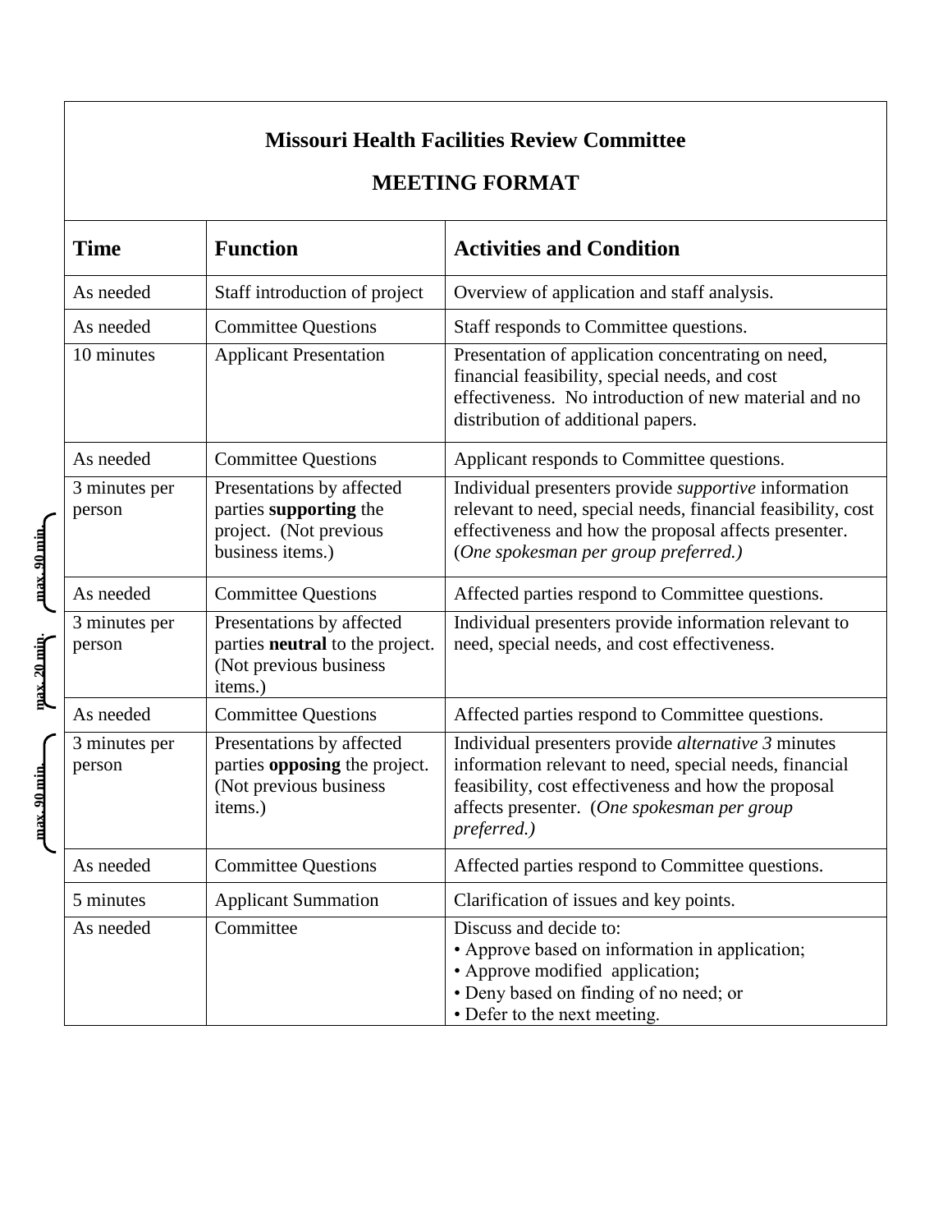## Missouri Health Facilities Review Committee

## MEETING FORMAT

| Time | Function | Activities and Condition |
|---|---|---|
| As needed | Staff introduction of project | Overview of application and staff analysis. |
| As needed | Committee Questions | Staff responds to Committee questions. |
| 10 minutes | Applicant Presentation | Presentation of application concentrating on need, financial feasibility, special needs, and cost effectiveness. No introduction of new material and no distribution of additional papers. |
| As needed | Committee Questions | Applicant responds to Committee questions. |
| 3 minutes per person (max. 90 min.) | Presentations by affected parties **supporting** the project. (Not previous business items.) | Individual presenters provide *supportive* information relevant to need, special needs, financial feasibility, cost effectiveness and how the proposal affects presenter. (*One spokesman per group preferred.)* |
| As needed | Committee Questions | Affected parties respond to Committee questions. |
| 3 minutes per person (max. 20 min.) | Presentations by affected parties **neutral** to the project. (Not previous business items.) | Individual presenters provide information relevant to need, special needs, and cost effectiveness. |
| As needed | Committee Questions | Affected parties respond to Committee questions. |
| 3 minutes per person (max. 90 min.) | Presentations by affected parties **opposing** the project. (Not previous business items.) | Individual presenters provide *alternative 3* minutes information relevant to need, special needs, financial feasibility, cost effectiveness and how the proposal affects presenter. (*One spokesman per group preferred.)* |
| As needed | Committee Questions | Affected parties respond to Committee questions. |
| 5 minutes | Applicant Summation | Clarification of issues and key points. |
| As needed | Committee | Discuss and decide to:<br>• Approve based on information in application;<br>• Approve modified application;<br>• Deny based on finding of no need; or<br>• Defer to the next meeting. |